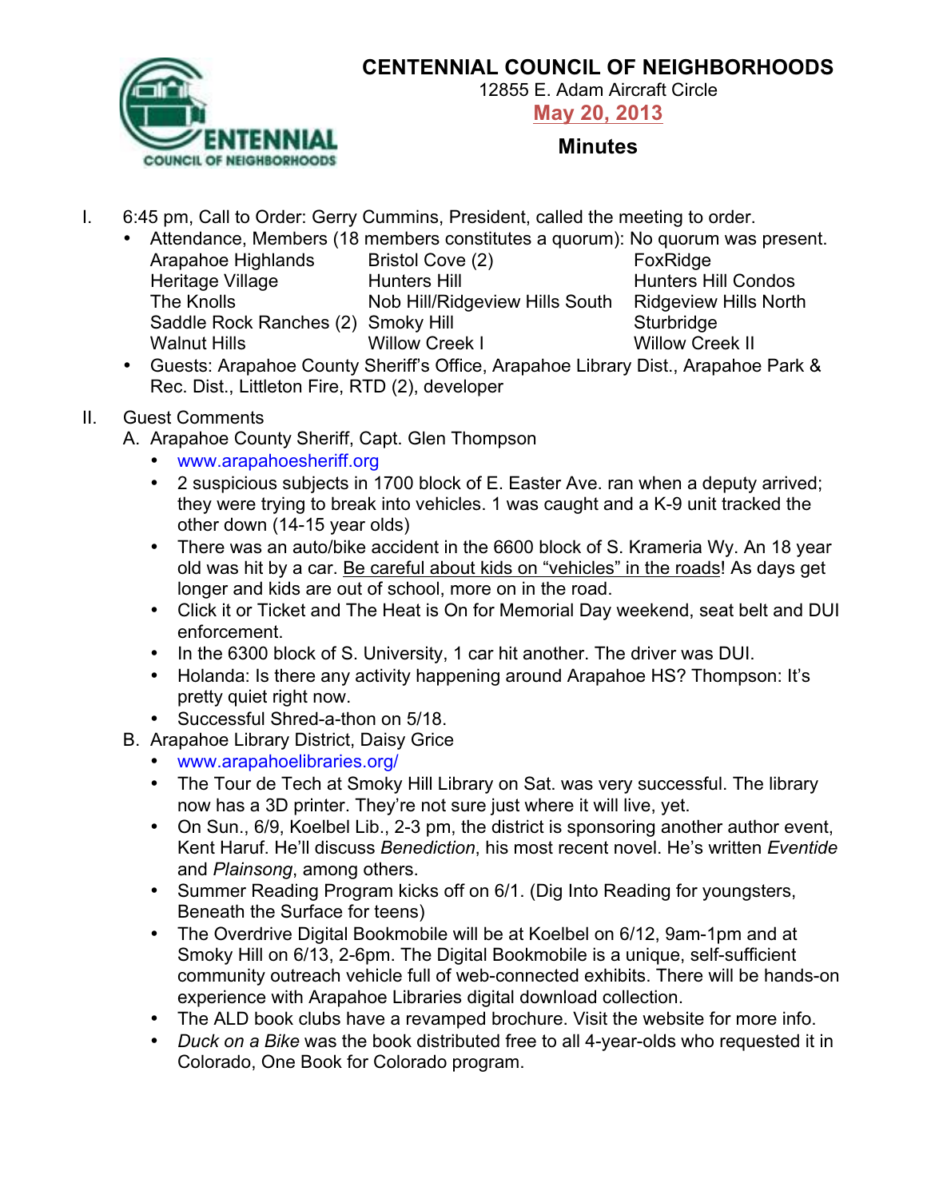# CENTENNIAL COUNCIL OF NEIGHBORHOODS

12855 E. Adam Aircraft Circle

**May 20, 2013**

## Minutes

I. 6:45 pm, Call to Order: Gerry Cummins, President, called the meeting to order.
   - Attendance, Members (18 members constitutes a quorum): No quorum was present.

| | | |
|---|---|---|
| Arapahoe Highlands | Bristol Cove (2) | FoxRidge |
| Heritage Village | Hunters Hill | Hunters Hill Condos |
| The Knolls | Nob Hill/Ridgeview Hills South | Ridgeview Hills North |
| Saddle Rock Ranches (2) | Smoky Hill | Sturbridge |
| Walnut Hills | Willow Creek I | Willow Creek II |

   - Guests: Arapahoe County Sheriff's Office, Arapahoe Library Dist., Arapahoe Park & Rec. Dist., Littleton Fire, RTD (2), developer

II. Guest Comments

   A. Arapahoe County Sheriff, Capt. Glen Thompson
      - www.arapahoesheriff.org
      - 2 suspicious subjects in 1700 block of E. Easter Ave. ran when a deputy arrived; they were trying to break into vehicles. 1 was caught and a K-9 unit tracked the other down (14-15 year olds)
      - There was an auto/bike accident in the 6600 block of S. Krameria Wy. An 18 year old was hit by a car. Be careful about kids on "vehicles" in the roads! As days get longer and kids are out of school, more on in the road.
      - Click it or Ticket and The Heat is On for Memorial Day weekend, seat belt and DUI enforcement.
      - In the 6300 block of S. University, 1 car hit another. The driver was DUI.
      - Holanda: Is there any activity happening around Arapahoe HS? Thompson: It's pretty quiet right now.
      - Successful Shred-a-thon on 5/18.

   B. Arapahoe Library District, Daisy Grice
      - www.arapahoelibraries.org/
      - The Tour de Tech at Smoky Hill Library on Sat. was very successful. The library now has a 3D printer. They're not sure just where it will live, yet.
      - On Sun., 6/9, Koelbel Lib., 2-3 pm, the district is sponsoring another author event, Kent Haruf. He'll discuss *Benediction*, his most recent novel. He's written *Eventide* and *Plainsong*, among others.
      - Summer Reading Program kicks off on 6/1. (Dig Into Reading for youngsters, Beneath the Surface for teens)
      - The Overdrive Digital Bookmobile will be at Koelbel on 6/12, 9am-1pm and at Smoky Hill on 6/13, 2-6pm. The Digital Bookmobile is a unique, self-sufficient community outreach vehicle full of web-connected exhibits. There will be hands-on experience with Arapahoe Libraries digital download collection.
      - The ALD book clubs have a revamped brochure. Visit the website for more info.
      - *Duck on a Bike* was the book distributed free to all 4-year-olds who requested it in Colorado, One Book for Colorado program.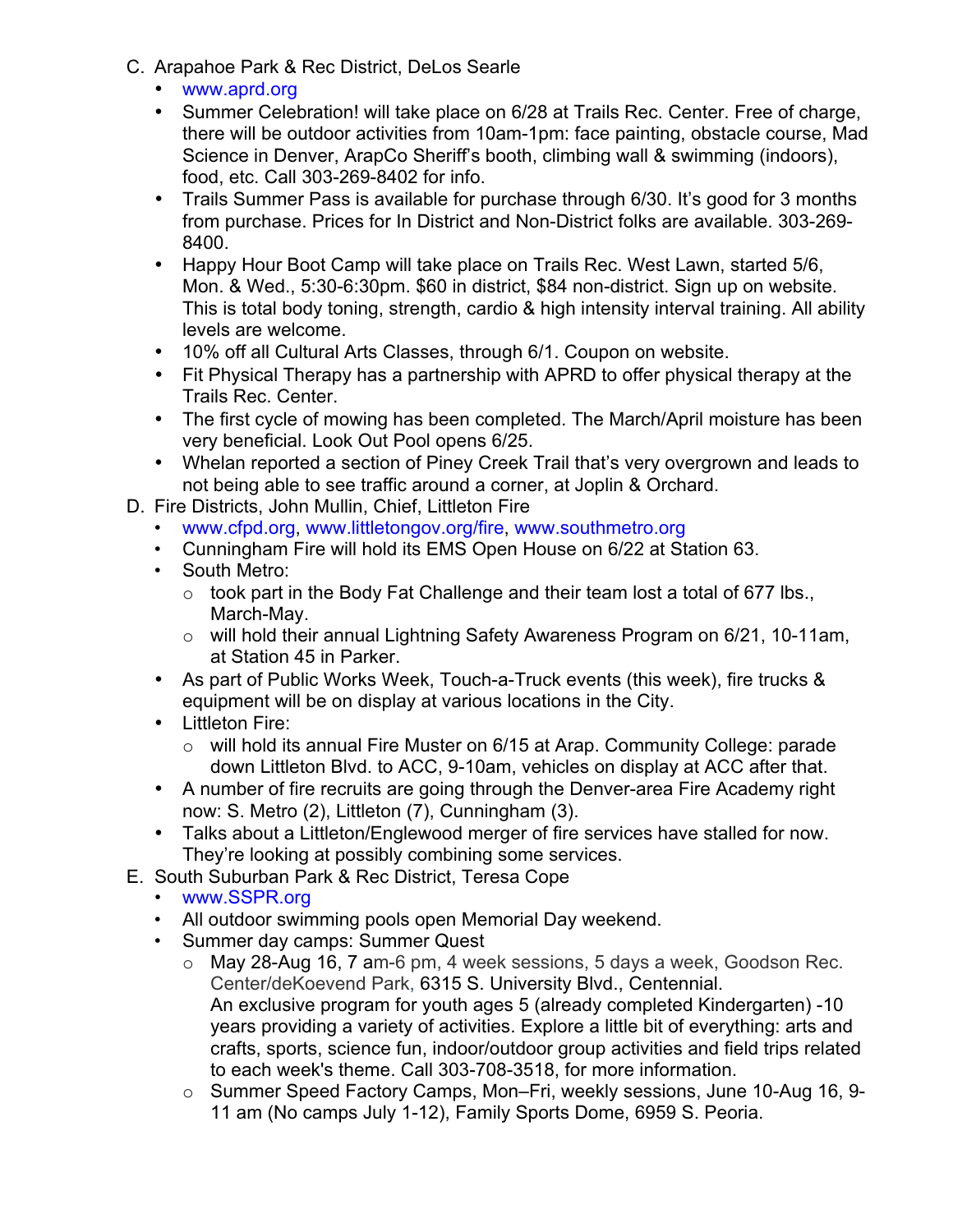C. Arapahoe Park & Rec District, DeLos Searle
   - www.aprd.org
   - Summer Celebration! will take place on 6/28 at Trails Rec. Center. Free of charge, there will be outdoor activities from 10am-1pm: face painting, obstacle course, Mad Science in Denver, ArapCo Sheriff's booth, climbing wall & swimming (indoors), food, etc. Call 303-269-8402 for info.
   - Trails Summer Pass is available for purchase through 6/30. It's good for 3 months from purchase. Prices for In District and Non-District folks are available. 303-269-8400.
   - Happy Hour Boot Camp will take place on Trails Rec. West Lawn, started 5/6, Mon. & Wed., 5:30-6:30pm. $60 in district, $84 non-district. Sign up on website. This is total body toning, strength, cardio & high intensity interval training. All ability levels are welcome.
   - 10% off all Cultural Arts Classes, through 6/1. Coupon on website.
   - Fit Physical Therapy has a partnership with APRD to offer physical therapy at the Trails Rec. Center.
   - The first cycle of mowing has been completed. The March/April moisture has been very beneficial. Look Out Pool opens 6/25.
   - Whelan reported a section of Piney Creek Trail that's very overgrown and leads to not being able to see traffic around a corner, at Joplin & Orchard.

D. Fire Districts, John Mullin, Chief, Littleton Fire
   - www.cfpd.org, www.littletongov.org/fire, www.southmetro.org
   - Cunningham Fire will hold its EMS Open House on 6/22 at Station 63.
   - South Metro:
     - took part in the Body Fat Challenge and their team lost a total of 677 lbs., March-May.
     - will hold their annual Lightning Safety Awareness Program on 6/21, 10-11am, at Station 45 in Parker.
   - As part of Public Works Week, Touch-a-Truck events (this week), fire trucks & equipment will be on display at various locations in the City.
   - Littleton Fire:
     - will hold its annual Fire Muster on 6/15 at Arap. Community College: parade down Littleton Blvd. to ACC, 9-10am, vehicles on display at ACC after that.
   - A number of fire recruits are going through the Denver-area Fire Academy right now: S. Metro (2), Littleton (7), Cunningham (3).
   - Talks about a Littleton/Englewood merger of fire services have stalled for now. They're looking at possibly combining some services.

E. South Suburban Park & Rec District, Teresa Cope
   - www.SSPR.org
   - All outdoor swimming pools open Memorial Day weekend.
   - Summer day camps: Summer Quest
     - May 28-Aug 16, 7 am-6 pm, 4 week sessions, 5 days a week, Goodson Rec. Center/deKoevend Park, 6315 S. University Blvd., Centennial.
       An exclusive program for youth ages 5 (already completed Kindergarten) -10 years providing a variety of activities. Explore a little bit of everything: arts and crafts, sports, science fun, indoor/outdoor group activities and field trips related to each week's theme. Call 303-708-3518, for more information.
     - Summer Speed Factory Camps, Mon–Fri, weekly sessions, June 10-Aug 16, 9-11 am (No camps July 1-12), Family Sports Dome, 6959 S. Peoria.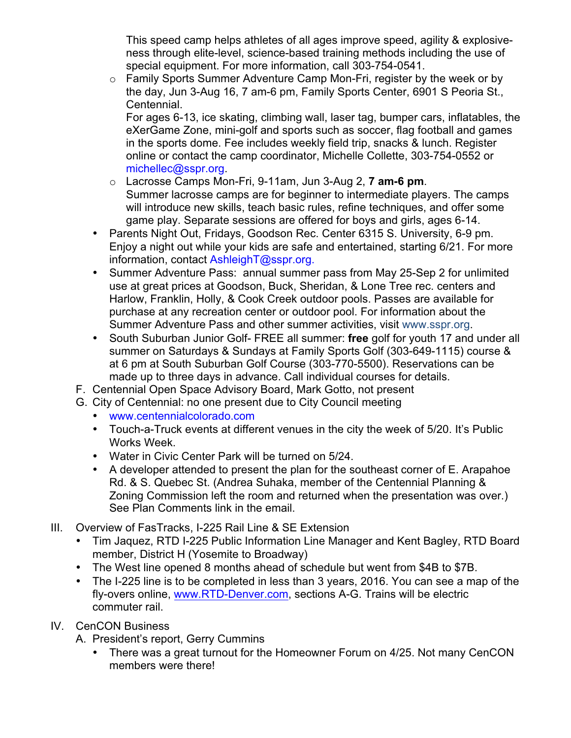This speed camp helps athletes of all ages improve speed, agility & explosive-ness through elite-level, science-based training methods including the use of special equipment. For more information, call 303-754-0541.

  - Family Sports Summer Adventure Camp Mon-Fri, register by the week or by the day, Jun 3-Aug 16, 7 am-6 pm, Family Sports Center, 6901 S Peoria St., Centennial.
    For ages 6-13, ice skating, climbing wall, laser tag, bumper cars, inflatables, the eXerGame Zone, mini-golf and sports such as soccer, flag football and games in the sports dome. Fee includes weekly field trip, snacks & lunch. Register online or contact the camp coordinator, Michelle Collette, 303-754-0552 or michellec@sspr.org.
  - Lacrosse Camps Mon-Fri, 9-11am, Jun 3-Aug 2, **7 am-6 pm**.
    Summer lacrosse camps are for beginner to intermediate players. The camps will introduce new skills, teach basic rules, refine techniques, and offer some game play. Separate sessions are offered for boys and girls, ages 6-14.
- Parents Night Out, Fridays, Goodson Rec. Center 6315 S. University, 6-9 pm. Enjoy a night out while your kids are safe and entertained, starting 6/21. For more information, contact AshleighT@sspr.org.
- Summer Adventure Pass: annual summer pass from May 25-Sep 2 for unlimited use at great prices at Goodson, Buck, Sheridan, & Lone Tree rec. centers and Harlow, Franklin, Holly, & Cook Creek outdoor pools. Passes are available for purchase at any recreation center or outdoor pool. For information about the Summer Adventure Pass and other summer activities, visit www.sspr.org.
- South Suburban Junior Golf- FREE all summer: **free** golf for youth 17 and under all summer on Saturdays & Sundays at Family Sports Golf (303-649-1115) course & at 6 pm at South Suburban Golf Course (303-770-5500). Reservations can be made up to three days in advance. Call individual courses for details.

F. Centennial Open Space Advisory Board, Mark Gotto, not present

G. City of Centennial: no one present due to City Council meeting

- www.centennialcolorado.com
- Touch-a-Truck events at different venues in the city the week of 5/20. It's Public Works Week.
- Water in Civic Center Park will be turned on 5/24.
- A developer attended to present the plan for the southeast corner of E. Arapahoe Rd. & S. Quebec St. (Andrea Suhaka, member of the Centennial Planning & Zoning Commission left the room and returned when the presentation was over.) See Plan Comments link in the email.

III. Overview of FasTracks, I-225 Rail Line & SE Extension

- Tim Jaquez, RTD I-225 Public Information Line Manager and Kent Bagley, RTD Board member, District H (Yosemite to Broadway)
- The West line opened 8 months ahead of schedule but went from $4B to $7B.
- The I-225 line is to be completed in less than 3 years, 2016. You can see a map of the fly-overs online, www.RTD-Denver.com, sections A-G. Trains will be electric commuter rail.

IV. CenCON Business

A. President's report, Gerry Cummins

- There was a great turnout for the Homeowner Forum on 4/25. Not many CenCON members were there!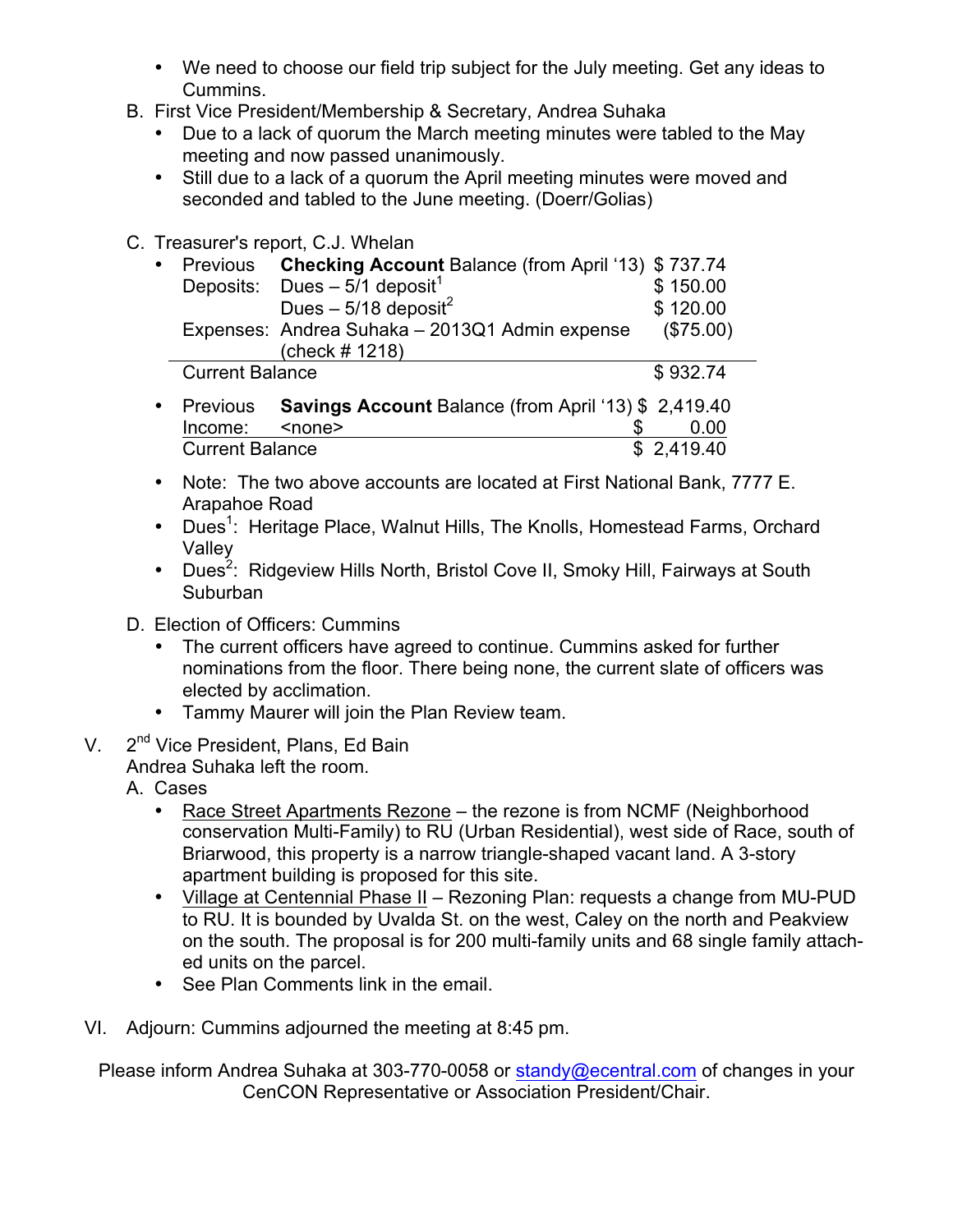- We need to choose our field trip subject for the July meeting. Get any ideas to Cummins.

B. First Vice President/Membership & Secretary, Andrea Suhaka
   - Due to a lack of quorum the March meeting minutes were tabled to the May meeting and now passed unanimously.
   - Still due to a lack of a quorum the April meeting minutes were moved and seconded and tabled to the June meeting. (Doerr/Golias)

C. Treasurer's report, C.J. Whelan
   - Previous **Checking Account** Balance (from April '13) $ 737.74

| | | |
|---|---|---|
| Deposits: | Dues – 5/1 deposit[1] | $ 150.00 |
| | Dues – 5/18 deposit[2] | $ 120.00 |
| Expenses: | Andrea Suhaka – 2013Q1 Admin expense (check # 1218) | ($75.00) |
| Current Balance | | $ 932.74 |

   - Previous **Savings Account** Balance (from April '13) $ 2,419.40

| | | |
|---|---|---|
| Income: | <none> | $ 0.00 |
| Current Balance | | $ 2,419.40 |

   - Note: The two above accounts are located at First National Bank, 7777 E. Arapahoe Road
   - Dues[1]: Heritage Place, Walnut Hills, The Knolls, Homestead Farms, Orchard Valley
   - Dues[2]: Ridgeview Hills North, Bristol Cove II, Smoky Hill, Fairways at South Suburban

D. Election of Officers: Cummins
   - The current officers have agreed to continue. Cummins asked for further nominations from the floor. There being none, the current slate of officers was elected by acclimation.
   - Tammy Maurer will join the Plan Review team.

V. 2nd Vice President, Plans, Ed Bain
   Andrea Suhaka left the room.

   A. Cases
   - Race Street Apartments Rezone – the rezone is from NCMF (Neighborhood conservation Multi-Family) to RU (Urban Residential), west side of Race, south of Briarwood, this property is a narrow triangle-shaped vacant land. A 3-story apartment building is proposed for this site.
   - Village at Centennial Phase II – Rezoning Plan: requests a change from MU-PUD to RU. It is bounded by Uvalda St. on the west, Caley on the north and Peakview on the south. The proposal is for 200 multi-family units and 68 single family attached units on the parcel.
   - See Plan Comments link in the email.

VI. Adjourn: Cummins adjourned the meeting at 8:45 pm.

Please inform Andrea Suhaka at 303-770-0058 or standy@ecentral.com of changes in your CenCON Representative or Association President/Chair.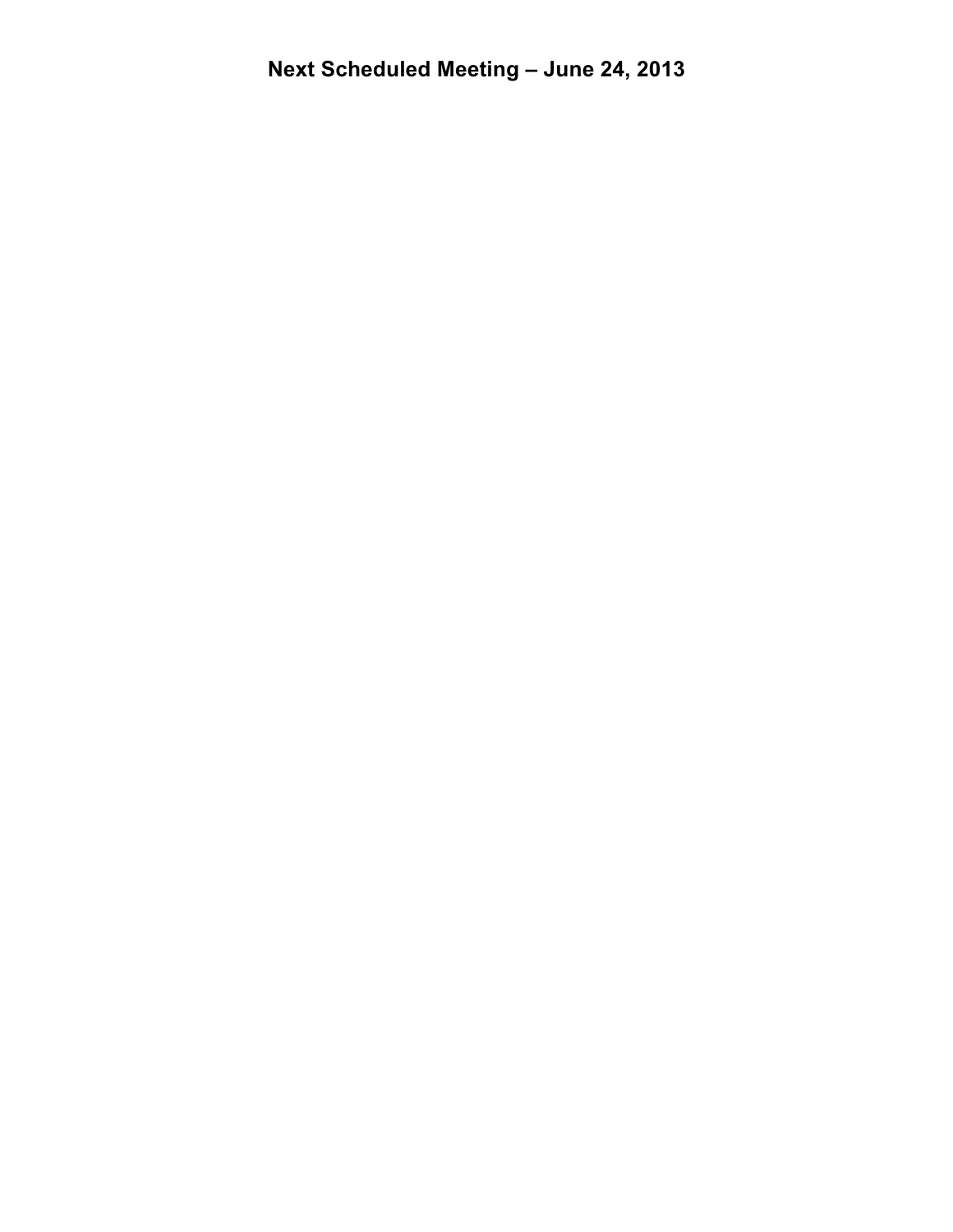**Next Scheduled Meeting – June 24, 2013**